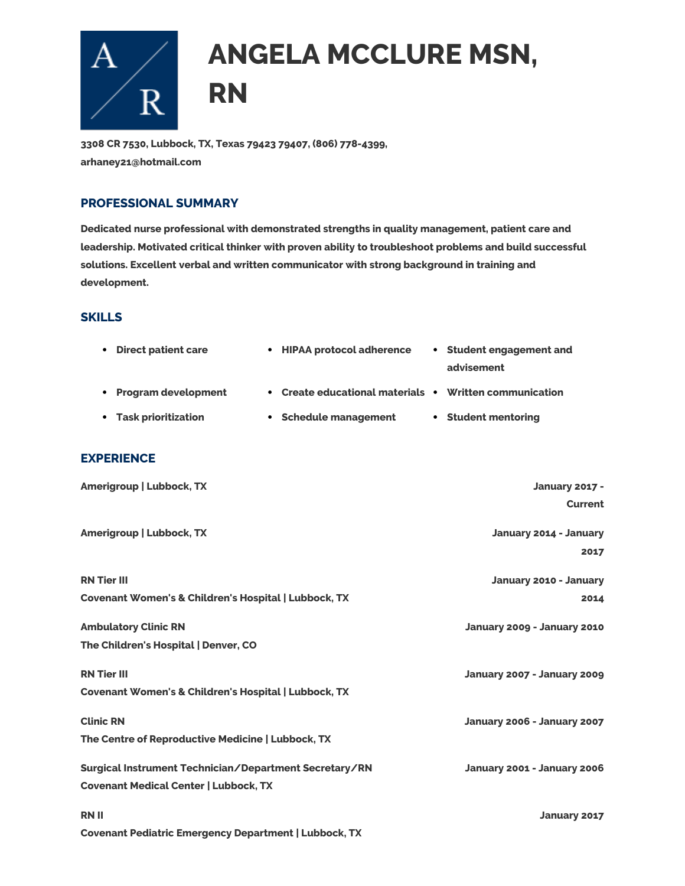A R

# ANGELA MCCLURE MSN, RN

3308 CR 7530, Lubbock, TX, Texas 79423 79407, (806) 778-4399, arhaney21@hotmail.com

## PROFESSIONAL SUMMARY

Dedicated nurse professional with demonstrated strengths in quality management, patient care and leadership. Motivated critical thinker with proven ability to troubleshoot problems and build successful solutions. Excellent verbal and written communicator with strong background in training and development.

## SKILLS

- Direct patient care
- HIPAA protocol adherence
- Student engagement and advisement
- Program development
- Create educational materials
- Written communication
- Task prioritization
- Schedule management
- Student mentoring

## EXPERIENCE

**Amerigroup | Lubbock, TX** — January 2017 - Current

**Amerigroup | Lubbock, TX** — January 2014 - January 2017

**RN Tier III** — January 2010 - January 2014
**Covenant Women's & Children's Hospital | Lubbock, TX**

**Ambulatory Clinic RN** — January 2009 - January 2010
**The Children's Hospital | Denver, CO**

**RN Tier III** — January 2007 - January 2009
**Covenant Women's & Children's Hospital | Lubbock, TX**

**Clinic RN** — January 2006 - January 2007
**The Centre of Reproductive Medicine | Lubbock, TX**

**Surgical Instrument Technician/Department Secretary/RN** — January 2001 - January 2006
**Covenant Medical Center | Lubbock, TX**

**RN II** — January 2017
**Covenant Pediatric Emergency Department | Lubbock, TX**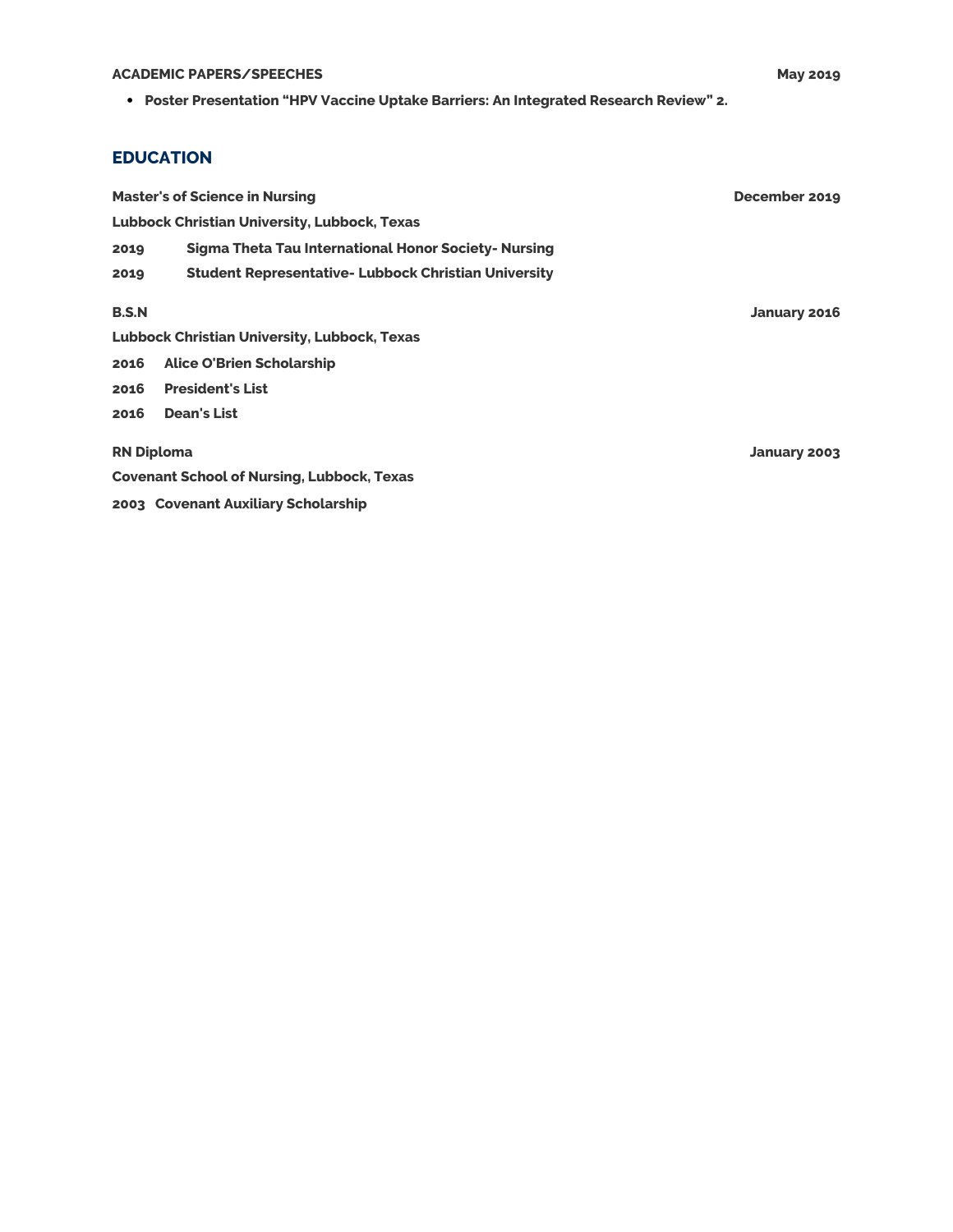**ACADEMIC PAPERS/SPEECHES** **May 2019**

- **Poster Presentation "HPV Vaccine Uptake Barriers: An Integrated Research Review" 2.**

## EDUCATION

**Master's of Science in Nursing** **December 2019**

**Lubbock Christian University, Lubbock, Texas**

**2019 Sigma Theta Tau International Honor Society- Nursing**

**2019 Student Representative- Lubbock Christian University**

**B.S.N** **January 2016**

**Lubbock Christian University, Lubbock, Texas**

**2016 Alice O'Brien Scholarship**

**2016 President's List**

**2016 Dean's List**

**RN Diploma** **January 2003**

**Covenant School of Nursing, Lubbock, Texas**

**2003 Covenant Auxiliary Scholarship**